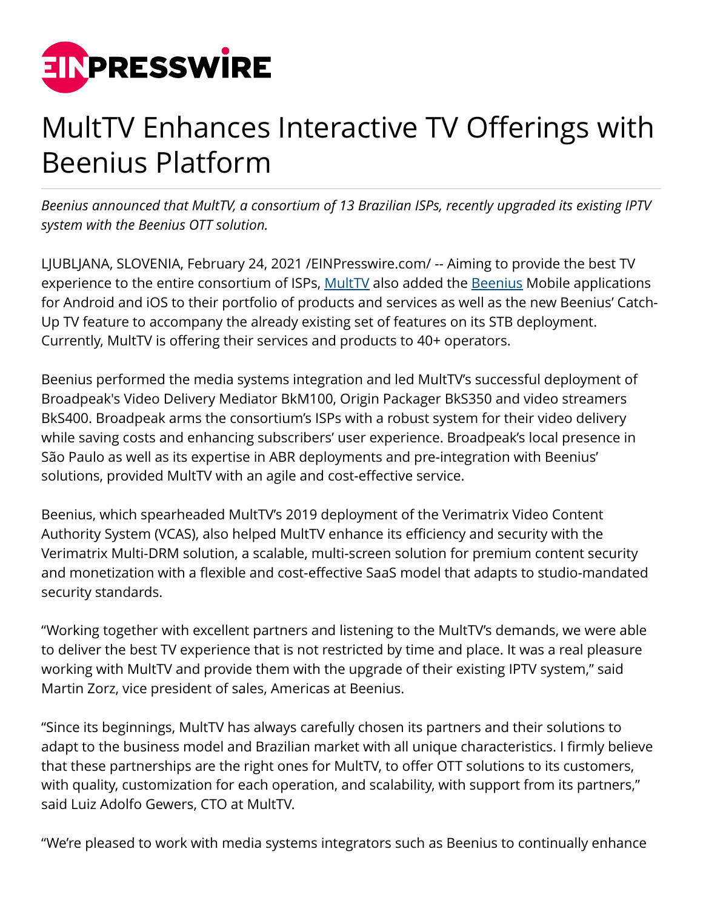# MultTV Enhances Interactive TV Offerings with Beenius Platform

*Beenius announced that MultTV, a consortium of 13 Brazilian ISPs, recently upgraded its existing IPTV system with the Beenius OTT solution.*

LJUBLJANA, SLOVENIA, February 24, 2021 /EINPresswire.com/ -- Aiming to provide the best TV experience to the entire consortium of ISPs, [MultTV](#) also added the [Beenius](#) Mobile applications for Android and iOS to their portfolio of products and services as well as the new Beenius' Catch-Up TV feature to accompany the already existing set of features on its STB deployment. Currently, MultTV is offering their services and products to 40+ operators.

Beenius performed the media systems integration and led MultTV's successful deployment of Broadpeak's Video Delivery Mediator BkM100, Origin Packager BkS350 and video streamers BkS400. Broadpeak arms the consortium's ISPs with a robust system for their video delivery while saving costs and enhancing subscribers' user experience. Broadpeak's local presence in São Paulo as well as its expertise in ABR deployments and pre-integration with Beenius' solutions, provided MultTV with an agile and cost-effective service.

Beenius, which spearheaded MultTV's 2019 deployment of the Verimatrix Video Content Authority System (VCAS), also helped MultTV enhance its efficiency and security with the Verimatrix Multi-DRM solution, a scalable, multi-screen solution for premium content security and monetization with a flexible and cost-effective SaaS model that adapts to studio-mandated security standards.

"Working together with excellent partners and listening to the MultTV's demands, we were able to deliver the best TV experience that is not restricted by time and place. It was a real pleasure working with MultTV and provide them with the upgrade of their existing IPTV system," said Martin Zorz, vice president of sales, Americas at Beenius.

"Since its beginnings, MultTV has always carefully chosen its partners and their solutions to adapt to the business model and Brazilian market with all unique characteristics. I firmly believe that these partnerships are the right ones for MultTV, to offer OTT solutions to its customers, with quality, customization for each operation, and scalability, with support from its partners," said Luiz Adolfo Gewers, CTO at MultTV.

"We're pleased to work with media systems integrators such as Beenius to continually enhance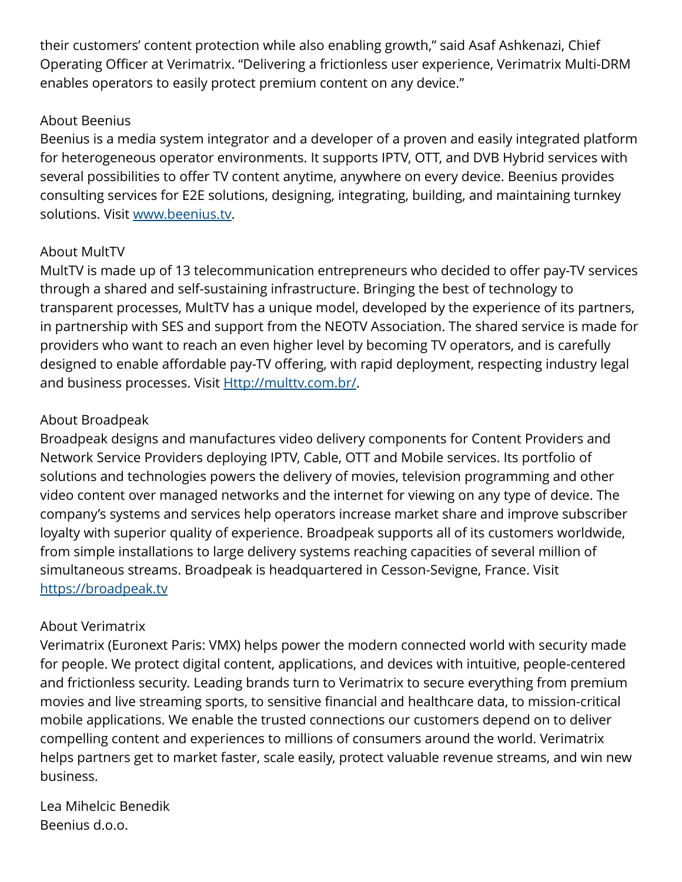their customers' content protection while also enabling growth," said Asaf Ashkenazi, Chief Operating Officer at Verimatrix. "Delivering a frictionless user experience, Verimatrix Multi-DRM enables operators to easily protect premium content on any device."

About Beenius

Beenius is a media system integrator and a developer of a proven and easily integrated platform for heterogeneous operator environments. It supports IPTV, OTT, and DVB Hybrid services with several possibilities to offer TV content anytime, anywhere on every device. Beenius provides consulting services for E2E solutions, designing, integrating, building, and maintaining turnkey solutions. Visit [www.beenius.tv](www.beenius.tv).

About MultTV

MultTV is made up of 13 telecommunication entrepreneurs who decided to offer pay-TV services through a shared and self-sustaining infrastructure. Bringing the best of technology to transparent processes, MultTV has a unique model, developed by the experience of its partners, in partnership with SES and support from the NEOTV Association. The shared service is made for providers who want to reach an even higher level by becoming TV operators, and is carefully designed to enable affordable pay-TV offering, with rapid deployment, respecting industry legal and business processes. Visit [Http://multtv.com.br/](Http://multtv.com.br/).

About Broadpeak

Broadpeak designs and manufactures video delivery components for Content Providers and Network Service Providers deploying IPTV, Cable, OTT and Mobile services. Its portfolio of solutions and technologies powers the delivery of movies, television programming and other video content over managed networks and the internet for viewing on any type of device. The company's systems and services help operators increase market share and improve subscriber loyalty with superior quality of experience. Broadpeak supports all of its customers worldwide, from simple installations to large delivery systems reaching capacities of several million of simultaneous streams. Broadpeak is headquartered in Cesson-Sevigne, France. Visit [https://broadpeak.tv](https://broadpeak.tv)

About Verimatrix

Verimatrix (Euronext Paris: VMX) helps power the modern connected world with security made for people. We protect digital content, applications, and devices with intuitive, people-centered and frictionless security. Leading brands turn to Verimatrix to secure everything from premium movies and live streaming sports, to sensitive financial and healthcare data, to mission-critical mobile applications. We enable the trusted connections our customers depend on to deliver compelling content and experiences to millions of consumers around the world. Verimatrix helps partners get to market faster, scale easily, protect valuable revenue streams, and win new business.

Lea Mihelcic Benedik
Beenius d.o.o.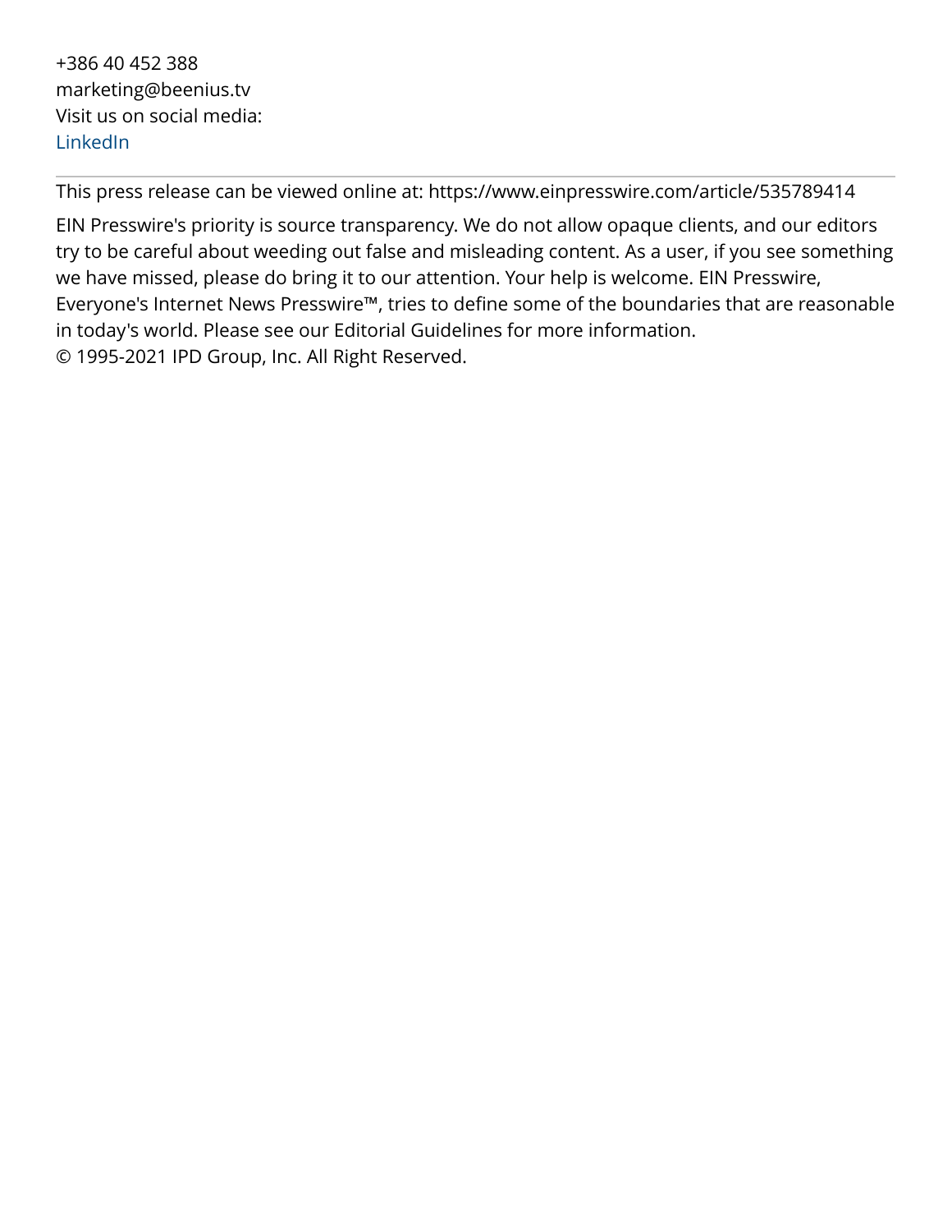+386 40 452 388
marketing@beenius.tv
Visit us on social media:
LinkedIn

---

This press release can be viewed online at: https://www.einpresswire.com/article/535789414

EIN Presswire's priority is source transparency. We do not allow opaque clients, and our editors try to be careful about weeding out false and misleading content. As a user, if you see something we have missed, please do bring it to our attention. Your help is welcome. EIN Presswire, Everyone's Internet News Presswire™, tries to define some of the boundaries that are reasonable in today's world. Please see our Editorial Guidelines for more information.
© 1995-2021 IPD Group, Inc. All Right Reserved.